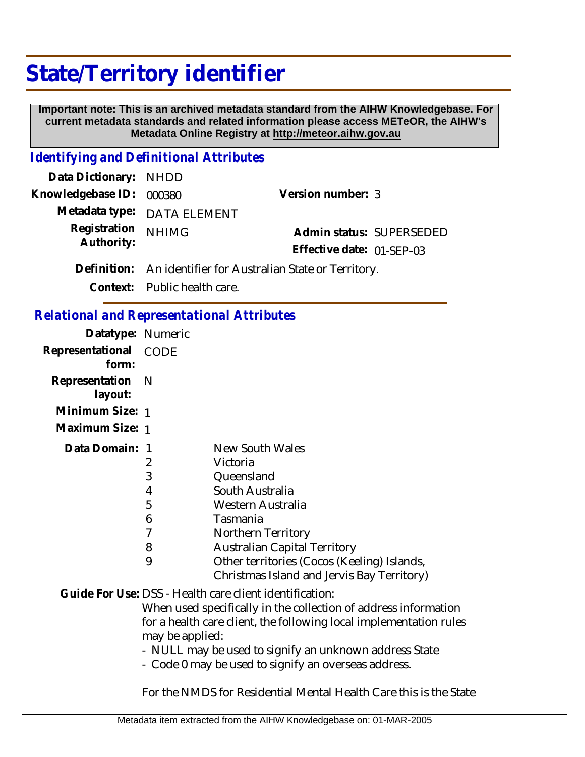# State/Territory identifier

**Important note: This is an archived metadata standard from the AIHW Knowledgebase. For current metadata standards and related information please access METeOR, the AIHW's Metadata Online Registry at http://meteor.aihw.gov.au**

## *Identifying and Definitional Attributes*

**Data Dictionary:** NHDD

**Knowledgebase ID:** 000380

**Version number:** 3

**Metadata type:** DATA ELEMENT

**Registration Authority:** NHIMG

**Admin status:** SUPERSEDED

**Effective date:** 01-SEP-03

**Definition:** An identifier for Australian State or Territory.

**Context:** Public health care.

## *Relational and Representational Attributes*

**Datatype:** Numeric

**Representational form:** CODE

**Representation layout:** N

**Minimum Size:** 1

**Maximum Size:** 1

**Data Domain:**

| Code | Value |
|---|---|
| 1 | New South Wales |
| 2 | Victoria |
| 3 | Queensland |
| 4 | South Australia |
| 5 | Western Australia |
| 6 | Tasmania |
| 7 | Northern Territory |
| 8 | Australian Capital Territory |
| 9 | Other territories (Cocos (Keeling) Islands, Christmas Island and Jervis Bay Territory) |

**Guide For Use:** DSS - Health care client identification:

When used specifically in the collection of address information for a health care client, the following local implementation rules may be applied:

- NULL may be used to signify an unknown address State
- Code 0 may be used to signify an overseas address.

For the NMDS for Residential Mental Health Care this is the State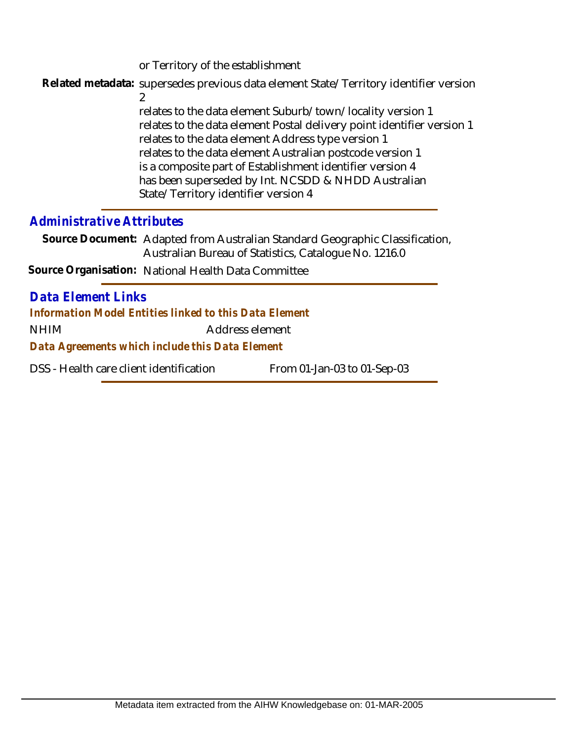or Territory of the establishment

**Related metadata:** supersedes previous data element State/Territory identifier version 2
relates to the data element Suburb/town/locality version 1
relates to the data element Postal delivery point identifier version 1
relates to the data element Address type version 1
relates to the data element Australian postcode version 1
is a composite part of Establishment identifier version 4
has been superseded by Int. NCSDD & NHDD Australian State/Territory identifier version 4

## Administrative Attributes

**Source Document:** Adapted from Australian Standard Geographic Classification, Australian Bureau of Statistics, Catalogue No. 1216.0

**Source Organisation:** National Health Data Committee

## Data Element Links

### Information Model Entities linked to this Data Element

| | |
|---|---|
| NHIM | Address element |

### Data Agreements which include this Data Element

| | |
|---|---|
| DSS - Health care client identification | From 01-Jan-03 to 01-Sep-03 |

Metadata item extracted from the AIHW Knowledgebase on: 01-MAR-2005